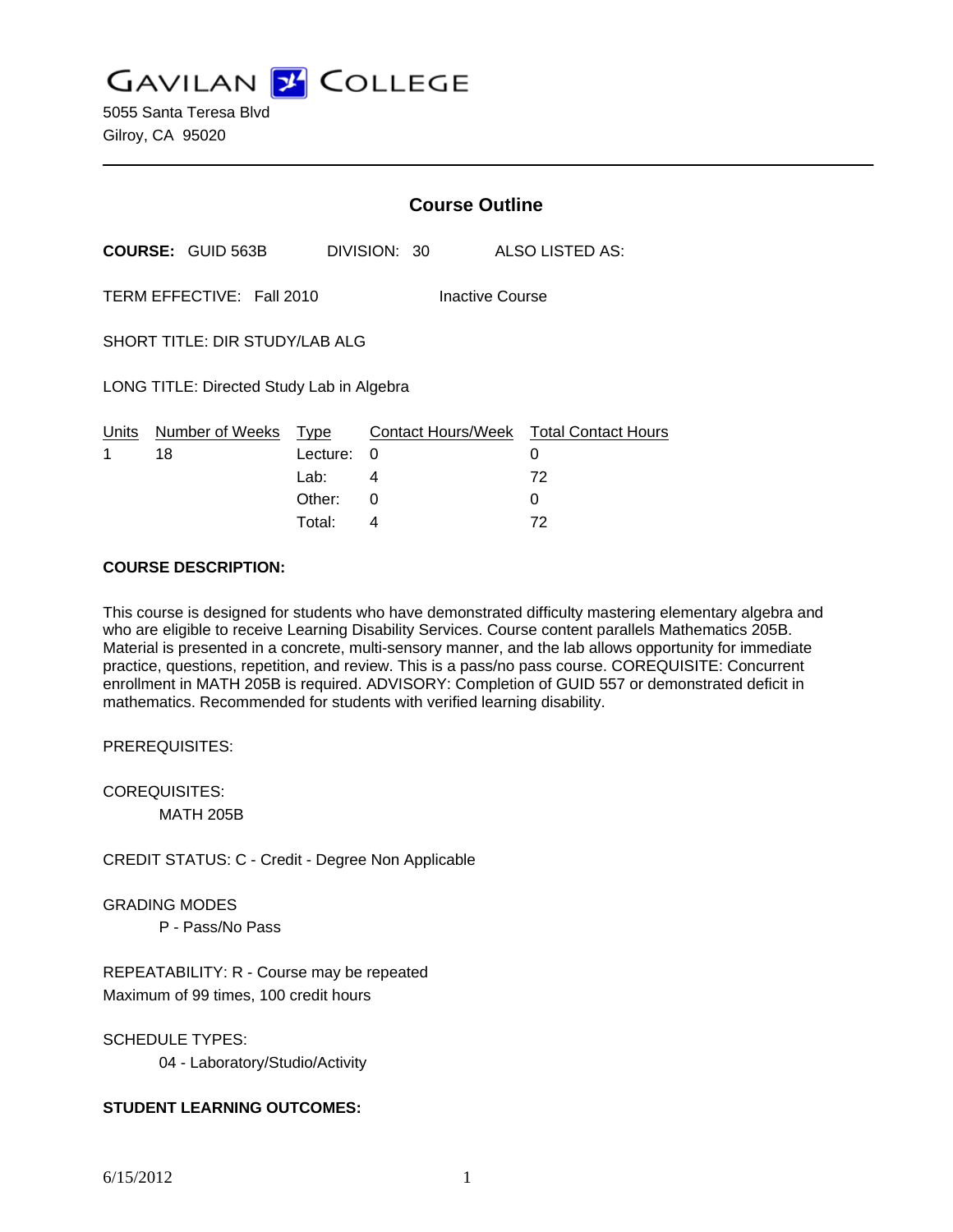GAVILAN COLLEGE

5055 Santa Teresa Blvd
Gilroy, CA 95020

## Course Outline

**COURSE:** GUID 563B DIVISION: 30 ALSO LISTED AS:

TERM EFFECTIVE: Fall 2010 Inactive Course

SHORT TITLE: DIR STUDY/LAB ALG

LONG TITLE: Directed Study Lab in Algebra

| Units | Number of Weeks | Type | Contact Hours/Week | Total Contact Hours |
|---|---|---|---|---|
| 1 | 18 | Lecture: | 0 | 0 |
| | | Lab: | 4 | 72 |
| | | Other: | 0 | 0 |
| | | Total: | 4 | 72 |

**COURSE DESCRIPTION:**

This course is designed for students who have demonstrated difficulty mastering elementary algebra and who are eligible to receive Learning Disability Services. Course content parallels Mathematics 205B. Material is presented in a concrete, multi-sensory manner, and the lab allows opportunity for immediate practice, questions, repetition, and review. This is a pass/no pass course. COREQUISITE: Concurrent enrollment in MATH 205B is required. ADVISORY: Completion of GUID 557 or demonstrated deficit in mathematics. Recommended for students with verified learning disability.

PREREQUISITES:

COREQUISITES:
MATH 205B

CREDIT STATUS: C - Credit - Degree Non Applicable

GRADING MODES
P - Pass/No Pass

REPEATABILITY: R - Course may be repeated
Maximum of 99 times, 100 credit hours

SCHEDULE TYPES:
04 - Laboratory/Studio/Activity

**STUDENT LEARNING OUTCOMES:**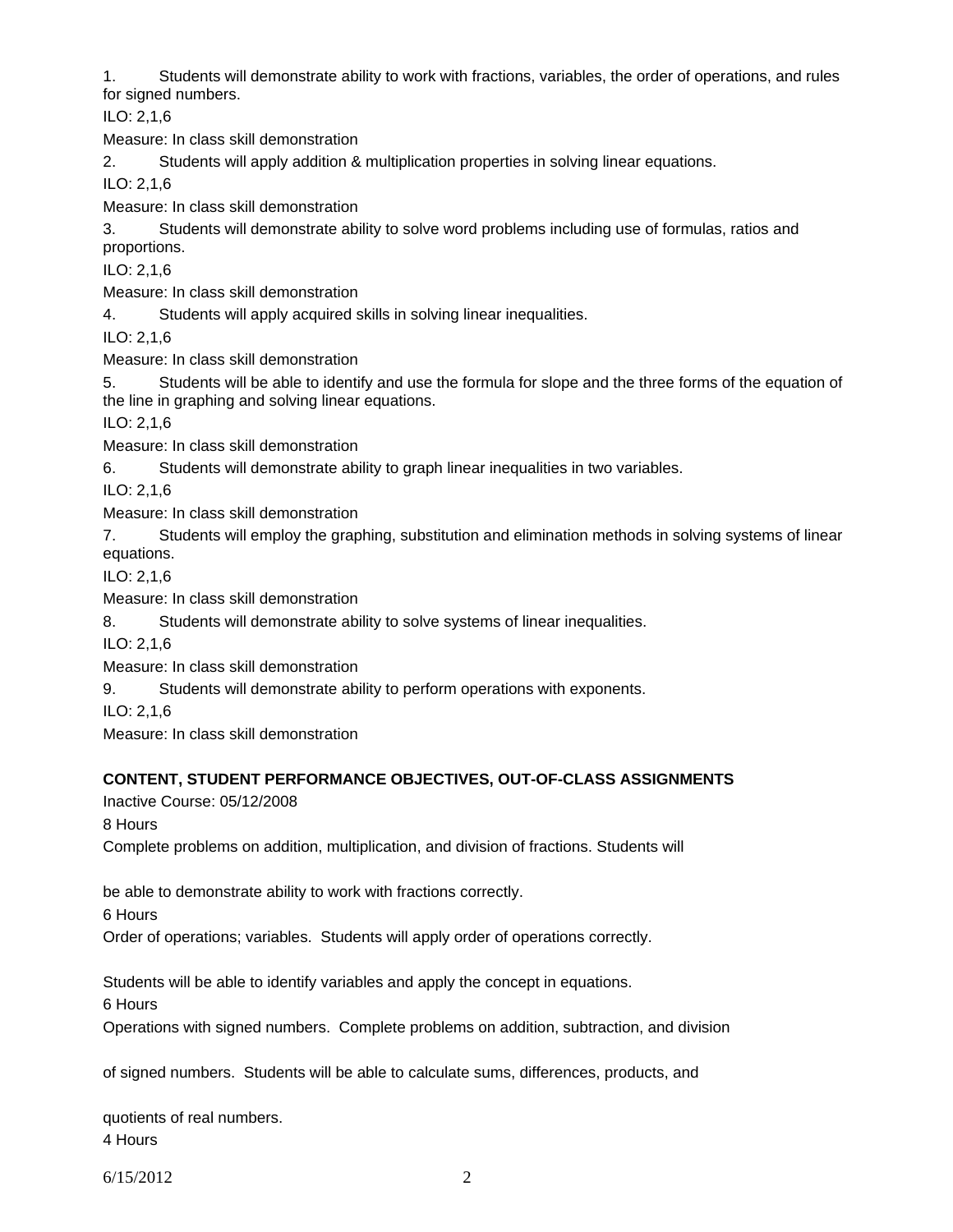1. Students will demonstrate ability to work with fractions, variables, the order of operations, and rules for signed numbers.

ILO: 2,1,6

Measure: In class skill demonstration

2. Students will apply addition & multiplication properties in solving linear equations.

ILO: 2,1,6

Measure: In class skill demonstration

3. Students will demonstrate ability to solve word problems including use of formulas, ratios and proportions.

ILO: 2,1,6

Measure: In class skill demonstration

4. Students will apply acquired skills in solving linear inequalities.

ILO: 2,1,6

Measure: In class skill demonstration

5. Students will be able to identify and use the formula for slope and the three forms of the equation of the line in graphing and solving linear equations.

ILO: 2,1,6

Measure: In class skill demonstration

6. Students will demonstrate ability to graph linear inequalities in two variables.

ILO: 2,1,6

Measure: In class skill demonstration

7. Students will employ the graphing, substitution and elimination methods in solving systems of linear equations.

ILO: 2,1,6

Measure: In class skill demonstration

8. Students will demonstrate ability to solve systems of linear inequalities.

ILO: 2,1,6

Measure: In class skill demonstration

9. Students will demonstrate ability to perform operations with exponents.

ILO: 2,1,6

Measure: In class skill demonstration

**CONTENT, STUDENT PERFORMANCE OBJECTIVES, OUT-OF-CLASS ASSIGNMENTS**

Inactive Course: 05/12/2008

8 Hours

Complete problems on addition, multiplication, and division of fractions. Students will

be able to demonstrate ability to work with fractions correctly.

6 Hours

Order of operations; variables. Students will apply order of operations correctly.

Students will be able to identify variables and apply the concept in equations.

6 Hours

Operations with signed numbers. Complete problems on addition, subtraction, and division

of signed numbers. Students will be able to calculate sums, differences, products, and

quotients of real numbers.

4 Hours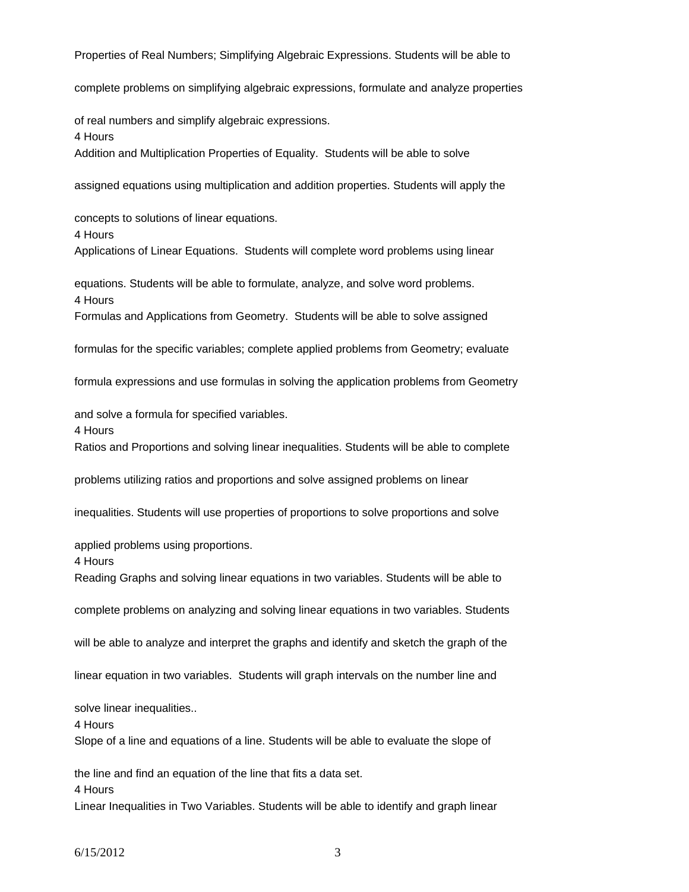Properties of Real Numbers; Simplifying Algebraic Expressions. Students will be able to complete problems on simplifying algebraic expressions, formulate and analyze properties of real numbers and simplify algebraic expressions.

4 Hours

Addition and Multiplication Properties of Equality. Students will be able to solve assigned equations using multiplication and addition properties. Students will apply the concepts to solutions of linear equations.

4 Hours

Applications of Linear Equations. Students will complete word problems using linear equations. Students will be able to formulate, analyze, and solve word problems.

4 Hours

Formulas and Applications from Geometry. Students will be able to solve assigned formulas for the specific variables; complete applied problems from Geometry; evaluate formula expressions and use formulas in solving the application problems from Geometry and solve a formula for specified variables.

4 Hours

Ratios and Proportions and solving linear inequalities. Students will be able to complete problems utilizing ratios and proportions and solve assigned problems on linear inequalities. Students will use properties of proportions to solve proportions and solve applied problems using proportions.

4 Hours

Reading Graphs and solving linear equations in two variables. Students will be able to complete problems on analyzing and solving linear equations in two variables. Students will be able to analyze and interpret the graphs and identify and sketch the graph of the linear equation in two variables. Students will graph intervals on the number line and solve linear inequalities..

4 Hours

Slope of a line and equations of a line. Students will be able to evaluate the slope of the line and find an equation of the line that fits a data set.

4 Hours

Linear Inequalities in Two Variables. Students will be able to identify and graph linear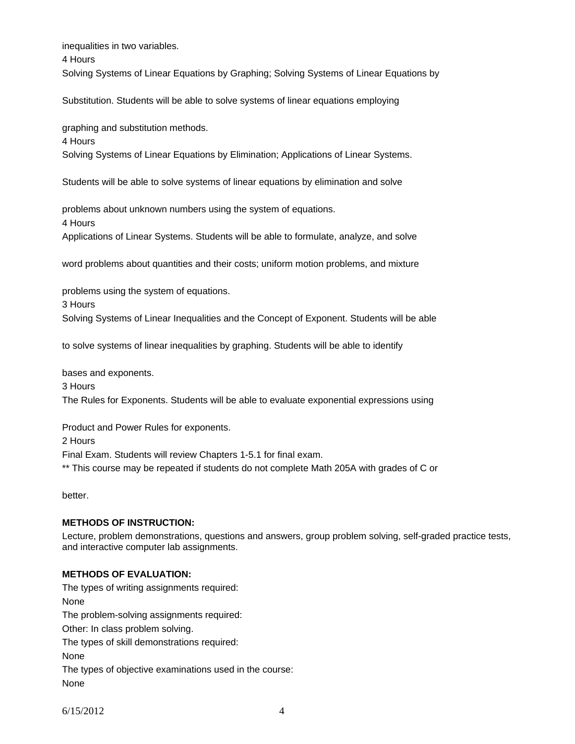inequalities in two variables.

4 Hours

Solving Systems of Linear Equations by Graphing; Solving Systems of Linear Equations by Substitution. Students will be able to solve systems of linear equations employing graphing and substitution methods.

4 Hours

Solving Systems of Linear Equations by Elimination; Applications of Linear Systems. Students will be able to solve systems of linear equations by elimination and solve problems about unknown numbers using the system of equations.

4 Hours

Applications of Linear Systems. Students will be able to formulate, analyze, and solve word problems about quantities and their costs; uniform motion problems, and mixture problems using the system of equations.

3 Hours

Solving Systems of Linear Inequalities and the Concept of Exponent. Students will be able to solve systems of linear inequalities by graphing. Students will be able to identify bases and exponents.

3 Hours

The Rules for Exponents. Students will be able to evaluate exponential expressions using Product and Power Rules for exponents.

2 Hours

Final Exam. Students will review Chapters 1-5.1 for final exam.

** This course may be repeated if students do not complete Math 205A with grades of C or better.

**METHODS OF INSTRUCTION:**

Lecture, problem demonstrations, questions and answers, group problem solving, self-graded practice tests, and interactive computer lab assignments.

**METHODS OF EVALUATION:**

The types of writing assignments required:

None

The problem-solving assignments required:

Other: In class problem solving.

The types of skill demonstrations required:

None

The types of objective examinations used in the course:

None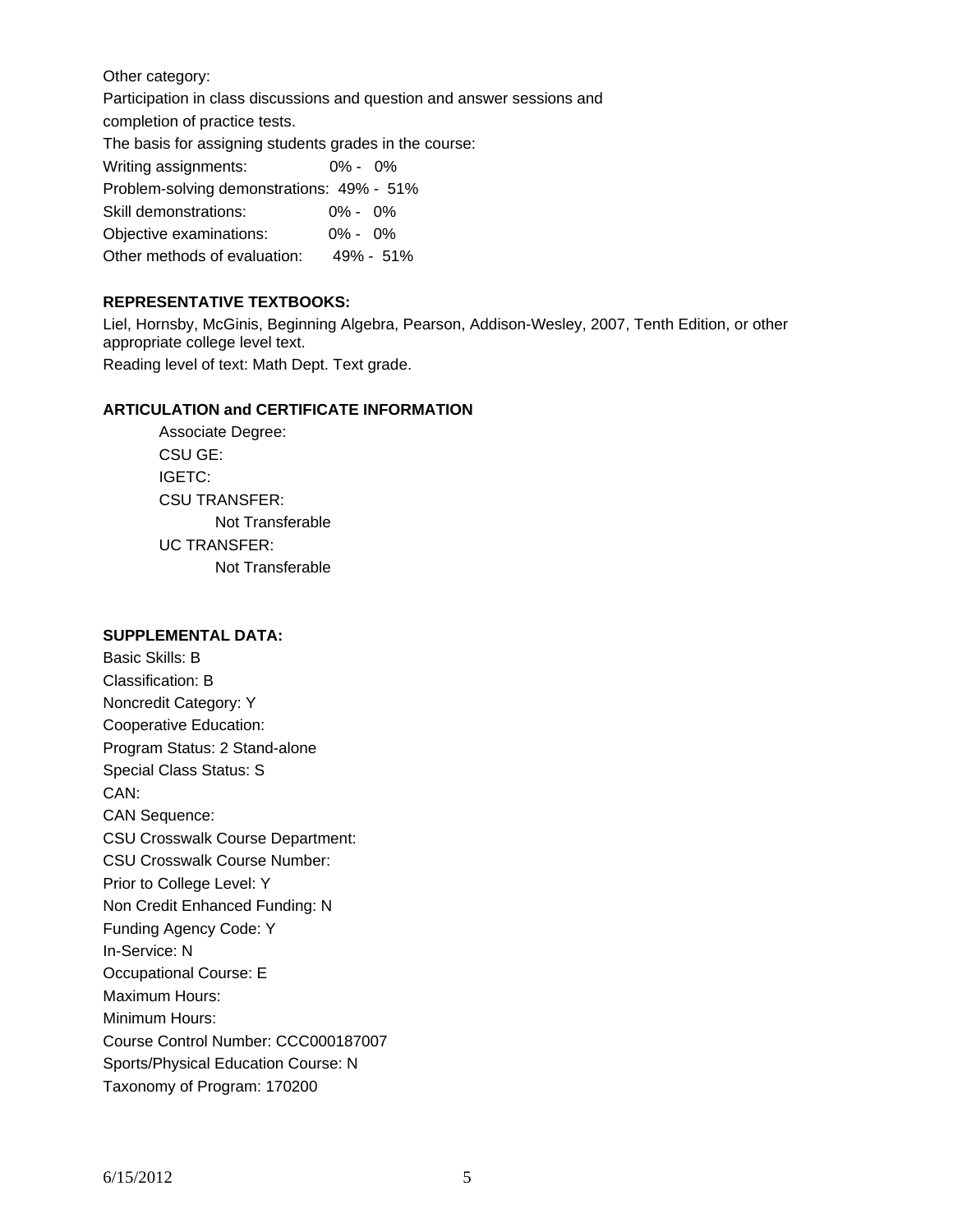Other category:

Participation in class discussions and question and answer sessions and completion of practice tests.

The basis for assigning students grades in the course:

| | |
|---|---|
| Writing assignments: | 0% - 0% |
| Problem-solving demonstrations: | 49% - 51% |
| Skill demonstrations: | 0% - 0% |
| Objective examinations: | 0% - 0% |
| Other methods of evaluation: | 49% - 51% |

**REPRESENTATIVE TEXTBOOKS:**

Liel, Hornsby, McGinis, Beginning Algebra, Pearson, Addison-Wesley, 2007, Tenth Edition, or other appropriate college level text.

Reading level of text: Math Dept. Text grade.

**ARTICULATION and CERTIFICATE INFORMATION**

Associate Degree:

CSU GE:

IGETC:

CSU TRANSFER:

Not Transferable

UC TRANSFER:

Not Transferable

**SUPPLEMENTAL DATA:**

Basic Skills: B

Classification: B

Noncredit Category: Y

Cooperative Education:

Program Status: 2 Stand-alone

Special Class Status: S

CAN:

CAN Sequence:

CSU Crosswalk Course Department:

CSU Crosswalk Course Number:

Prior to College Level: Y

Non Credit Enhanced Funding: N

Funding Agency Code: Y

In-Service: N

Occupational Course: E

Maximum Hours:

Minimum Hours:

Course Control Number: CCC000187007

Sports/Physical Education Course: N

Taxonomy of Program: 170200